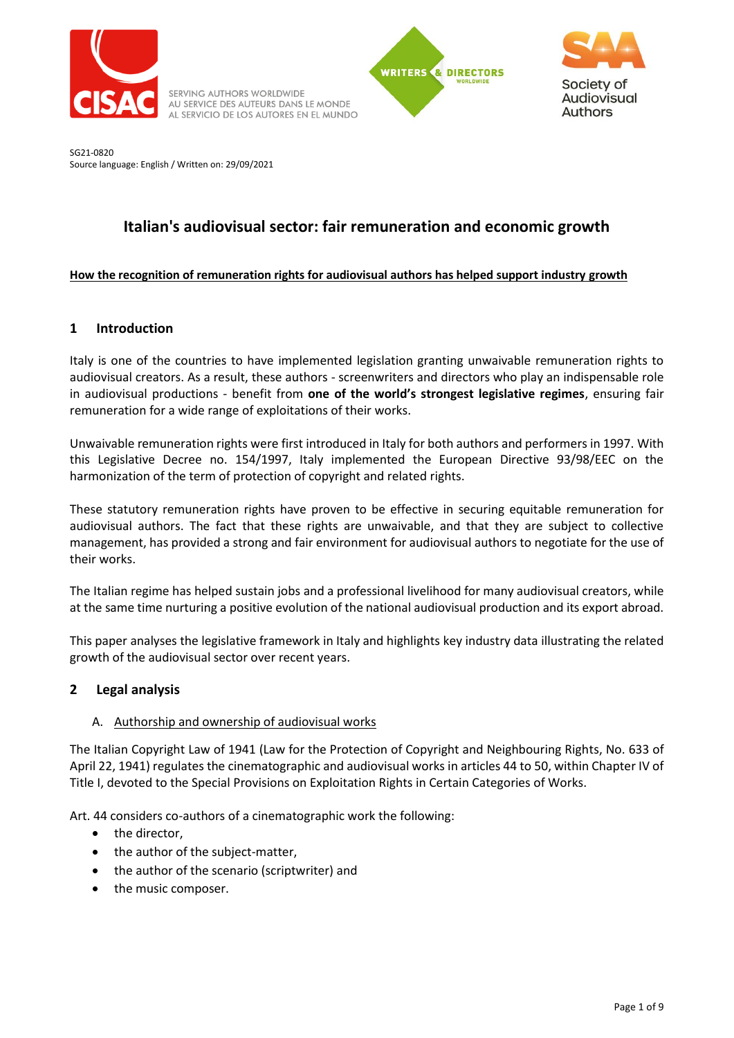CISAC — SERVING AUTHORS WORLDWIDE / AU SERVICE DES AUTEURS DANS LE MONDE / AL SERVICIO DE LOS AUTORES EN EL MUNDO

WRITERS & DIRECTORS WORLDWIDE

SAA — Society of Audiovisual Authors

SG21-0820
Source language: English / Written on: 29/09/2021

# Italian's audiovisual sector: fair remuneration and economic growth

**How the recognition of remuneration rights for audiovisual authors has helped support industry growth**

## 1 Introduction

Italy is one of the countries to have implemented legislation granting unwaivable remuneration rights to audiovisual creators. As a result, these authors - screenwriters and directors who play an indispensable role in audiovisual productions - benefit from **one of the world's strongest legislative regimes**, ensuring fair remuneration for a wide range of exploitations of their works.

Unwaivable remuneration rights were first introduced in Italy for both authors and performers in 1997. With this Legislative Decree no. 154/1997, Italy implemented the European Directive 93/98/EEC on the harmonization of the term of protection of copyright and related rights.

These statutory remuneration rights have proven to be effective in securing equitable remuneration for audiovisual authors. The fact that these rights are unwaivable, and that they are subject to collective management, has provided a strong and fair environment for audiovisual authors to negotiate for the use of their works.

The Italian regime has helped sustain jobs and a professional livelihood for many audiovisual creators, while at the same time nurturing a positive evolution of the national audiovisual production and its export abroad.

This paper analyses the legislative framework in Italy and highlights key industry data illustrating the related growth of the audiovisual sector over recent years.

## 2 Legal analysis

### A. Authorship and ownership of audiovisual works

The Italian Copyright Law of 1941 (Law for the Protection of Copyright and Neighbouring Rights, No. 633 of April 22, 1941) regulates the cinematographic and audiovisual works in articles 44 to 50, within Chapter IV of Title I, devoted to the Special Provisions on Exploitation Rights in Certain Categories of Works.

Art. 44 considers co-authors of a cinematographic work the following:

- the director,
- the author of the subject-matter,
- the author of the scenario (scriptwriter) and
- the music composer.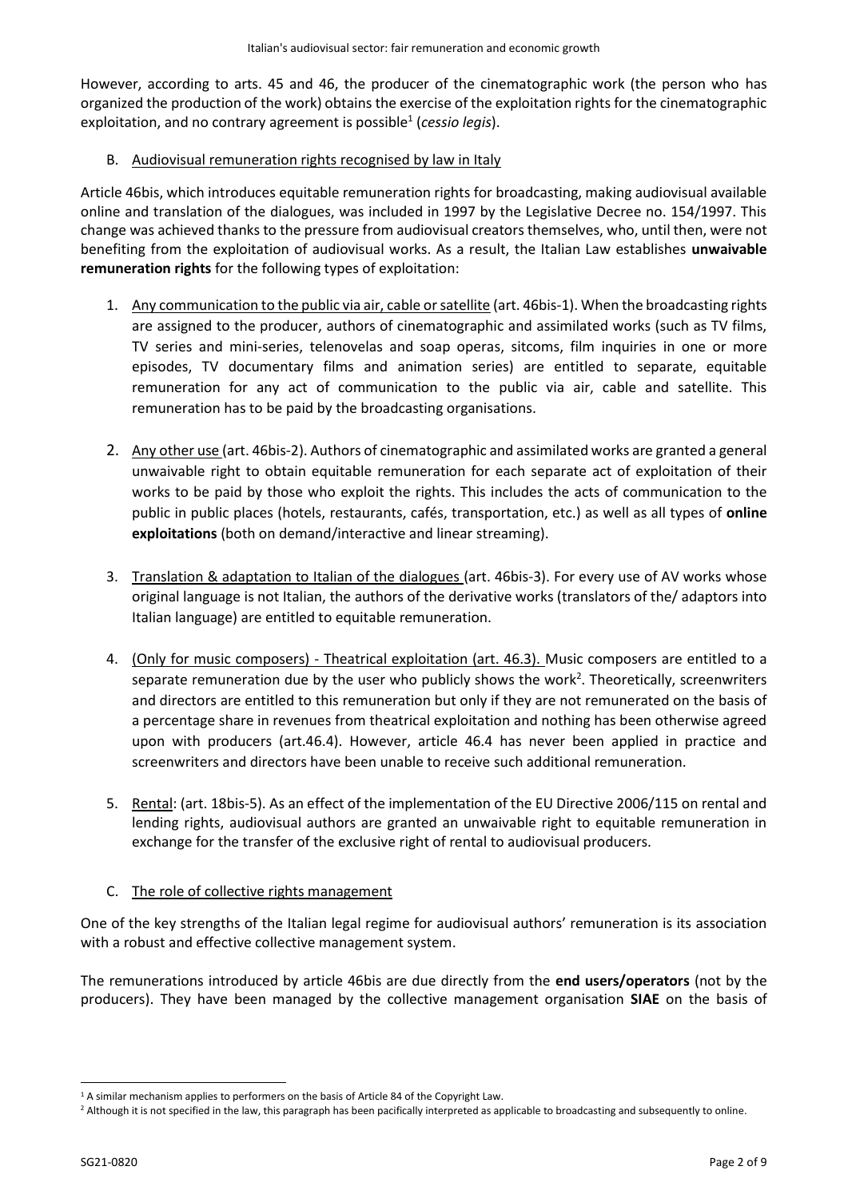However, according to arts. 45 and 46, the producer of the cinematographic work (the person who has organized the production of the work) obtains the exercise of the exploitation rights for the cinematographic exploitation, and no contrary agreement is possible[1] (*cessio legis*).

B. Audiovisual remuneration rights recognised by law in Italy

Article 46bis, which introduces equitable remuneration rights for broadcasting, making audiovisual available online and translation of the dialogues, was included in 1997 by the Legislative Decree no. 154/1997. This change was achieved thanks to the pressure from audiovisual creators themselves, who, until then, were not benefiting from the exploitation of audiovisual works. As a result, the Italian Law establishes **unwaivable remuneration rights** for the following types of exploitation:

1. Any communication to the public via air, cable or satellite (art. 46bis-1). When the broadcasting rights are assigned to the producer, authors of cinematographic and assimilated works (such as TV films, TV series and mini-series, telenovelas and soap operas, sitcoms, film inquiries in one or more episodes, TV documentary films and animation series) are entitled to separate, equitable remuneration for any act of communication to the public via air, cable and satellite. This remuneration has to be paid by the broadcasting organisations.

2. Any other use (art. 46bis-2). Authors of cinematographic and assimilated works are granted a general unwaivable right to obtain equitable remuneration for each separate act of exploitation of their works to be paid by those who exploit the rights. This includes the acts of communication to the public in public places (hotels, restaurants, cafés, transportation, etc.) as well as all types of **online exploitations** (both on demand/interactive and linear streaming).

3. Translation & adaptation to Italian of the dialogues (art. 46bis-3). For every use of AV works whose original language is not Italian, the authors of the derivative works (translators of the/ adaptors into Italian language) are entitled to equitable remuneration.

4. (Only for music composers) - Theatrical exploitation (art. 46.3). Music composers are entitled to a separate remuneration due by the user who publicly shows the work[2]. Theoretically, screenwriters and directors are entitled to this remuneration but only if they are not remunerated on the basis of a percentage share in revenues from theatrical exploitation and nothing has been otherwise agreed upon with producers (art.46.4). However, article 46.4 has never been applied in practice and screenwriters and directors have been unable to receive such additional remuneration.

5. Rental: (art. 18bis-5). As an effect of the implementation of the EU Directive 2006/115 on rental and lending rights, audiovisual authors are granted an unwaivable right to equitable remuneration in exchange for the transfer of the exclusive right of rental to audiovisual producers.

C. The role of collective rights management

One of the key strengths of the Italian legal regime for audiovisual authors' remuneration is its association with a robust and effective collective management system.

The remunerations introduced by article 46bis are due directly from the **end users/operators** (not by the producers). They have been managed by the collective management organisation **SIAE** on the basis of

[1] A similar mechanism applies to performers on the basis of Article 84 of the Copyright Law.

[2] Although it is not specified in the law, this paragraph has been pacifically interpreted as applicable to broadcasting and subsequently to online.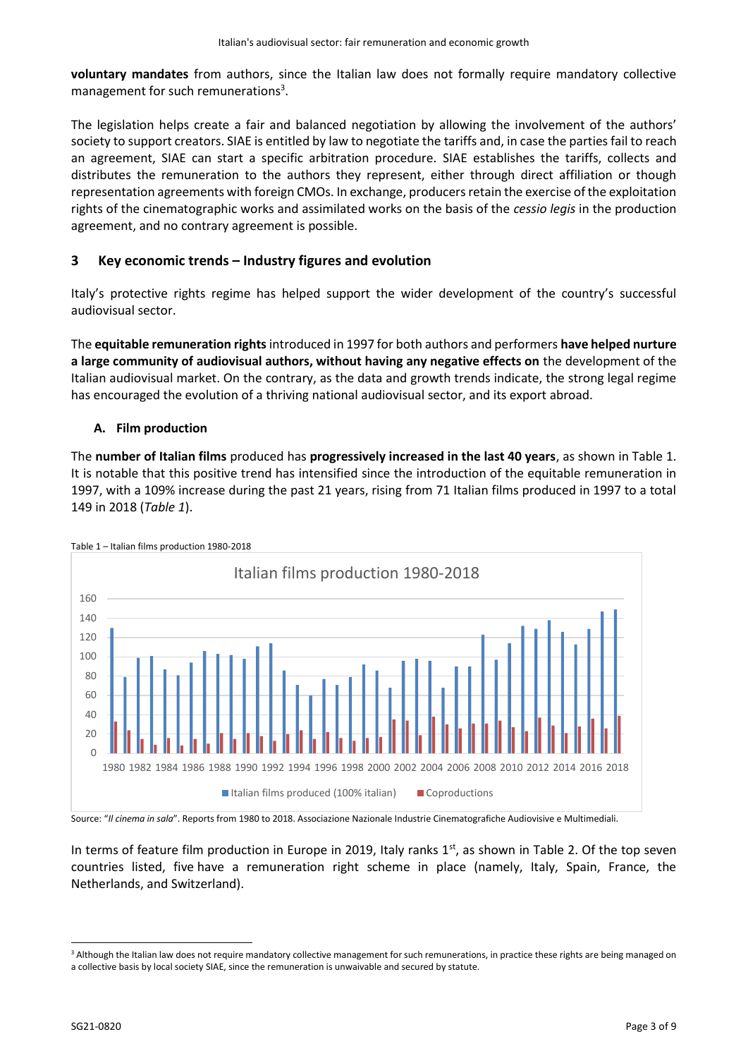**voluntary mandates** from authors, since the Italian law does not formally require mandatory collective management for such remunerations[3].

The legislation helps create a fair and balanced negotiation by allowing the involvement of the authors' society to support creators. SIAE is entitled by law to negotiate the tariffs and, in case the parties fail to reach an agreement, SIAE can start a specific arbitration procedure. SIAE establishes the tariffs, collects and distributes the remuneration to the authors they represent, either through direct affiliation or though representation agreements with foreign CMOs. In exchange, producers retain the exercise of the exploitation rights of the cinematographic works and assimilated works on the basis of the *cessio legis* in the production agreement, and no contrary agreement is possible.

## 3 Key economic trends – Industry figures and evolution

Italy's protective rights regime has helped support the wider development of the country's successful audiovisual sector.

The **equitable remuneration rights** introduced in 1997 for both authors and performers **have helped nurture a large community of audiovisual authors, without having any negative effects on** the development of the Italian audiovisual market. On the contrary, as the data and growth trends indicate, the strong legal regime has encouraged the evolution of a thriving national audiovisual sector, and its export abroad.

### A. Film production

The **number of Italian films** produced has **progressively increased in the last 40 years**, as shown in Table 1. It is notable that this positive trend has intensified since the introduction of the equitable remuneration in 1997, with a 109% increase during the past 21 years, rising from 71 Italian films produced in 1997 to a total 149 in 2018 (*Table 1*).

Table 1 – Italian films production 1980-2018

Source: "*Il cinema in sala*". Reports from 1980 to 2018. Associazione Nazionale Industrie Cinematografiche Audiovisive e Multimediali.

In terms of feature film production in Europe in 2019, Italy ranks 1st, as shown in Table 2. Of the top seven countries listed, five have a remuneration right scheme in place (namely, Italy, Spain, France, the Netherlands, and Switzerland).

[3] Although the Italian law does not require mandatory collective management for such remunerations, in practice these rights are being managed on a collective basis by local society SIAE, since the remuneration is unwaivable and secured by statute.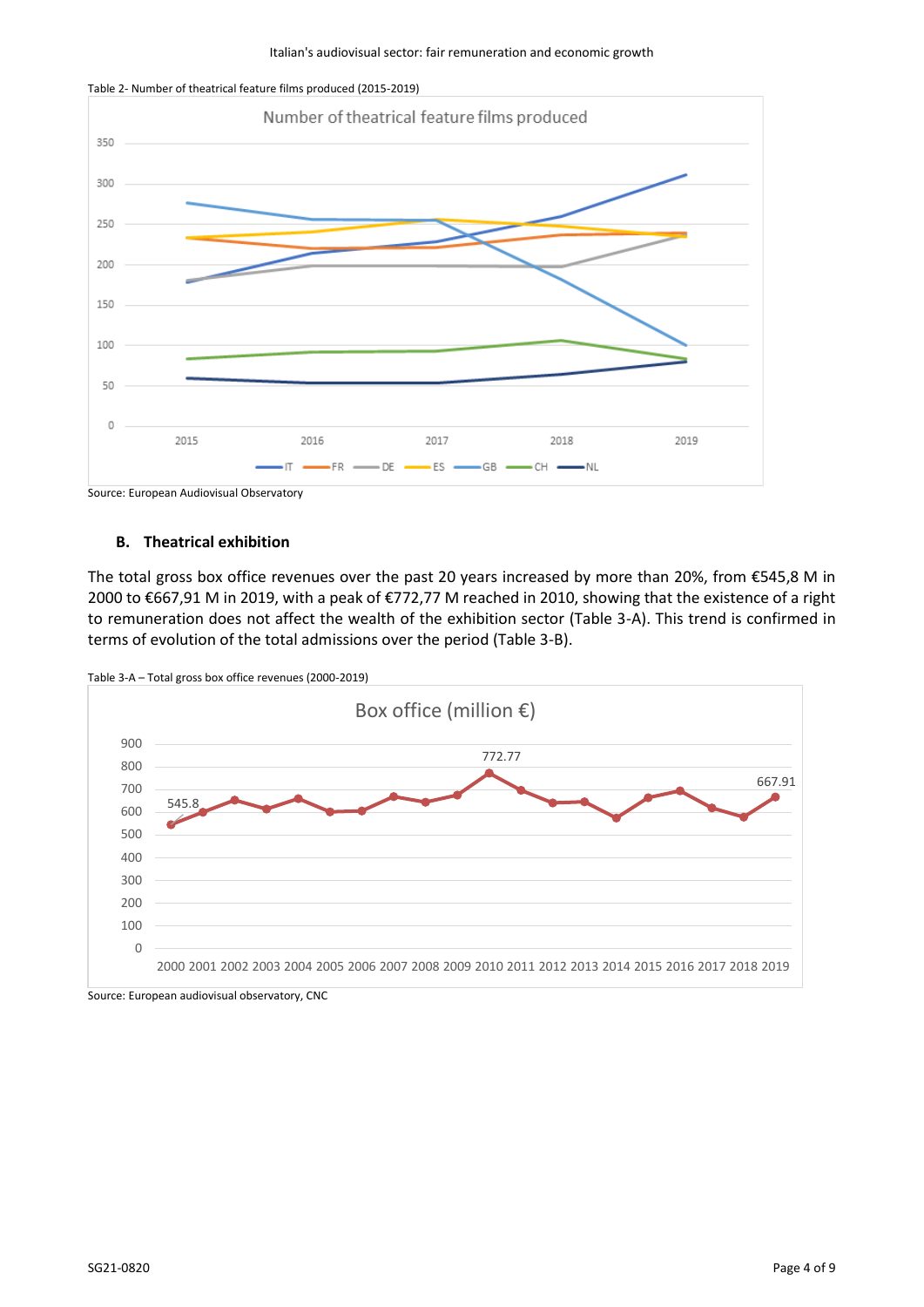Table 2- Number of theatrical feature films produced (2015-2019)

Source: European Audiovisual Observatory

### B. Theatrical exhibition

The total gross box office revenues over the past 20 years increased by more than 20%, from €545,8 M in 2000 to €667,91 M in 2019, with a peak of €772,77 M reached in 2010, showing that the existence of a right to remuneration does not affect the wealth of the exhibition sector (Table 3-A). This trend is confirmed in terms of evolution of the total admissions over the period (Table 3-B).

Table 3-A – Total gross box office revenues (2000-2019)

Source: European audiovisual observatory, CNC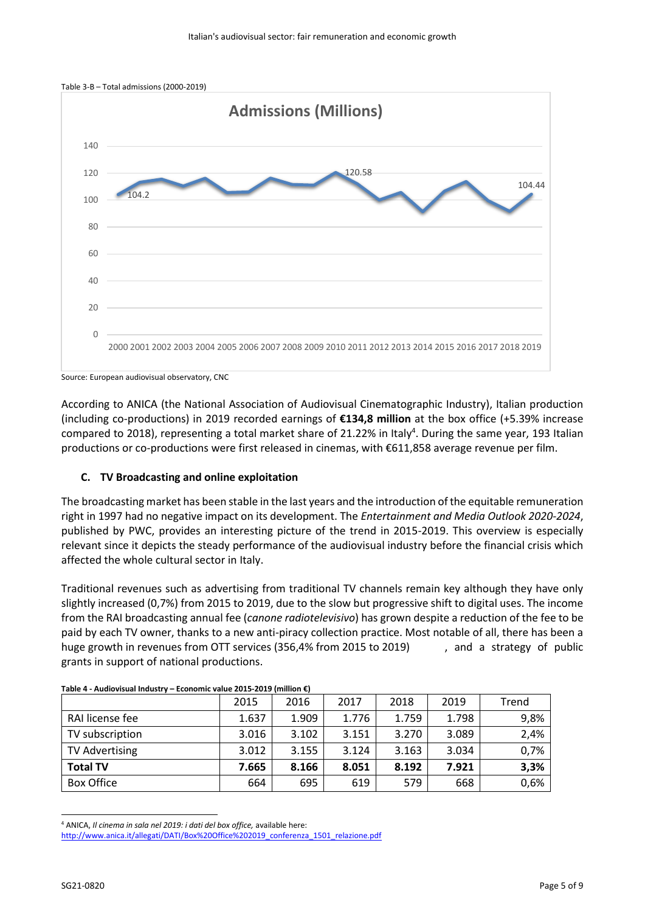Table 3-B – Total admissions (2000-2019)

Admissions (Millions)

Source: European audiovisual observatory, CNC

According to ANICA (the National Association of Audiovisual Cinematographic Industry), Italian production (including co-productions) in 2019 recorded earnings of **€134,8 million** at the box office (+5.39% increase compared to 2018), representing a total market share of 21.22% in Italy[4]. During the same year, 193 Italian productions or co-productions were first released in cinemas, with €611,858 average revenue per film.

### C. TV Broadcasting and online exploitation

The broadcasting market has been stable in the last years and the introduction of the equitable remuneration right in 1997 had no negative impact on its development. The *Entertainment and Media Outlook 2020-2024*, published by PWC, provides an interesting picture of the trend in 2015-2019. This overview is especially relevant since it depicts the steady performance of the audiovisual industry before the financial crisis which affected the whole cultural sector in Italy.

Traditional revenues such as advertising from traditional TV channels remain key although they have only slightly increased (0,7%) from 2015 to 2019, due to the slow but progressive shift to digital uses. The income from the RAI broadcasting annual fee (*canone radiotelevisivo*) has grown despite a reduction of the fee to be paid by each TV owner, thanks to a new anti-piracy collection practice. Most notable of all, there has been a huge growth in revenues from OTT services (356,4% from 2015 to 2019) , and a strategy of public grants in support of national productions.

**Table 4 - Audiovisual Industry – Economic value 2015-2019 (million €)**

| | 2015 | 2016 | 2017 | 2018 | 2019 | Trend |
|---|---|---|---|---|---|---|
| RAI license fee | 1.637 | 1.909 | 1.776 | 1.759 | 1.798 | 9,8% |
| TV subscription | 3.016 | 3.102 | 3.151 | 3.270 | 3.089 | 2,4% |
| TV Advertising | 3.012 | 3.155 | 3.124 | 3.163 | 3.034 | 0,7% |
| **Total TV** | **7.665** | **8.166** | **8.051** | **8.192** | **7.921** | **3,3%** |
| Box Office | 664 | 695 | 619 | 579 | 668 | 0,6% |

[4] ANICA, *Il cinema in sala nel 2019: i dati del box office,* available here: http://www.anica.it/allegati/DATI/Box%20Office%202019_conferenza_1501_relazione.pdf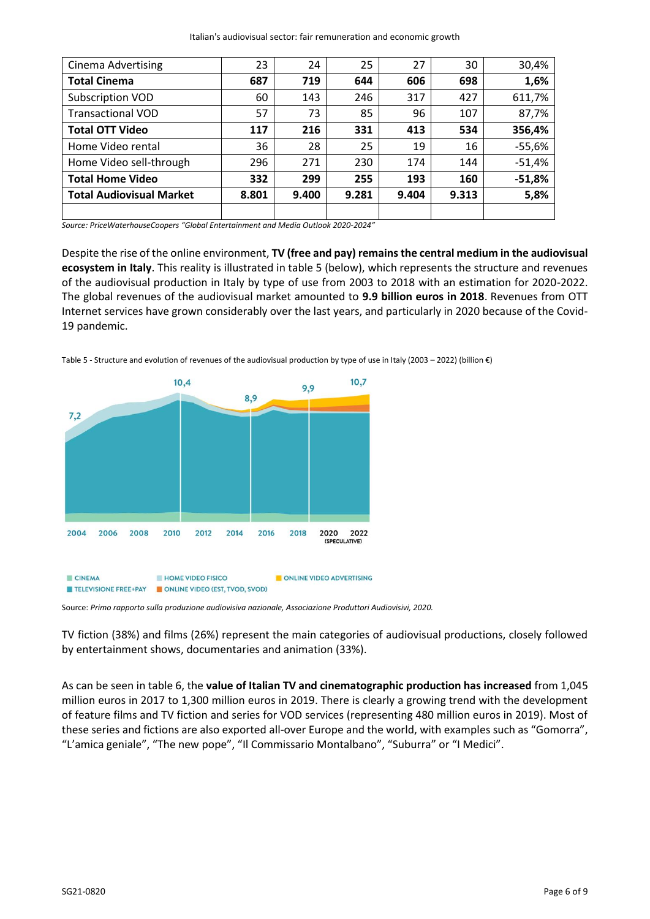| | | | | | | |
|---|---|---|---|---|---|---|
| Cinema Advertising | 23 | 24 | 25 | 27 | 30 | 30,4% |
| **Total Cinema** | **687** | **719** | **644** | **606** | **698** | **1,6%** |
| Subscription VOD | 60 | 143 | 246 | 317 | 427 | 611,7% |
| Transactional VOD | 57 | 73 | 85 | 96 | 107 | 87,7% |
| **Total OTT Video** | **117** | **216** | **331** | **413** | **534** | **356,4%** |
| Home Video rental | 36 | 28 | 25 | 19 | 16 | -55,6% |
| Home Video sell-through | 296 | 271 | 230 | 174 | 144 | -51,4% |
| **Total Home Video** | **332** | **299** | **255** | **193** | **160** | **-51,8%** |
| **Total Audiovisual Market** | **8.801** | **9.400** | **9.281** | **9.404** | **9.313** | **5,8%** |
| | | | | | | |

*Source: PriceWaterhouseCoopers "Global Entertainment and Media Outlook 2020-2024"*

Despite the rise of the online environment, **TV (free and pay) remains the central medium in the audiovisual ecosystem in Italy**. This reality is illustrated in table 5 (below), which represents the structure and revenues of the audiovisual production in Italy by type of use from 2003 to 2018 with an estimation for 2020-2022. The global revenues of the audiovisual market amounted to **9.9 billion euros in 2018**. Revenues from OTT Internet services have grown considerably over the last years, and particularly in 2020 because of the Covid-19 pandemic.

Table 5 - Structure and evolution of revenues of the audiovisual production by type of use in Italy (2003 – 2022) (billion €)

Source: *Primo rapporto sulla produzione audiovisiva nazionale, Associazione Produttori Audiovisivi, 2020.*

TV fiction (38%) and films (26%) represent the main categories of audiovisual productions, closely followed by entertainment shows, documentaries and animation (33%).

As can be seen in table 6, the **value of Italian TV and cinematographic production has increased** from 1,045 million euros in 2017 to 1,300 million euros in 2019. There is clearly a growing trend with the development of feature films and TV fiction and series for VOD services (representing 480 million euros in 2019). Most of these series and fictions are also exported all-over Europe and the world, with examples such as "Gomorra", "L'amica geniale", "The new pope", "Il Commissario Montalbano", "Suburra" or "I Medici".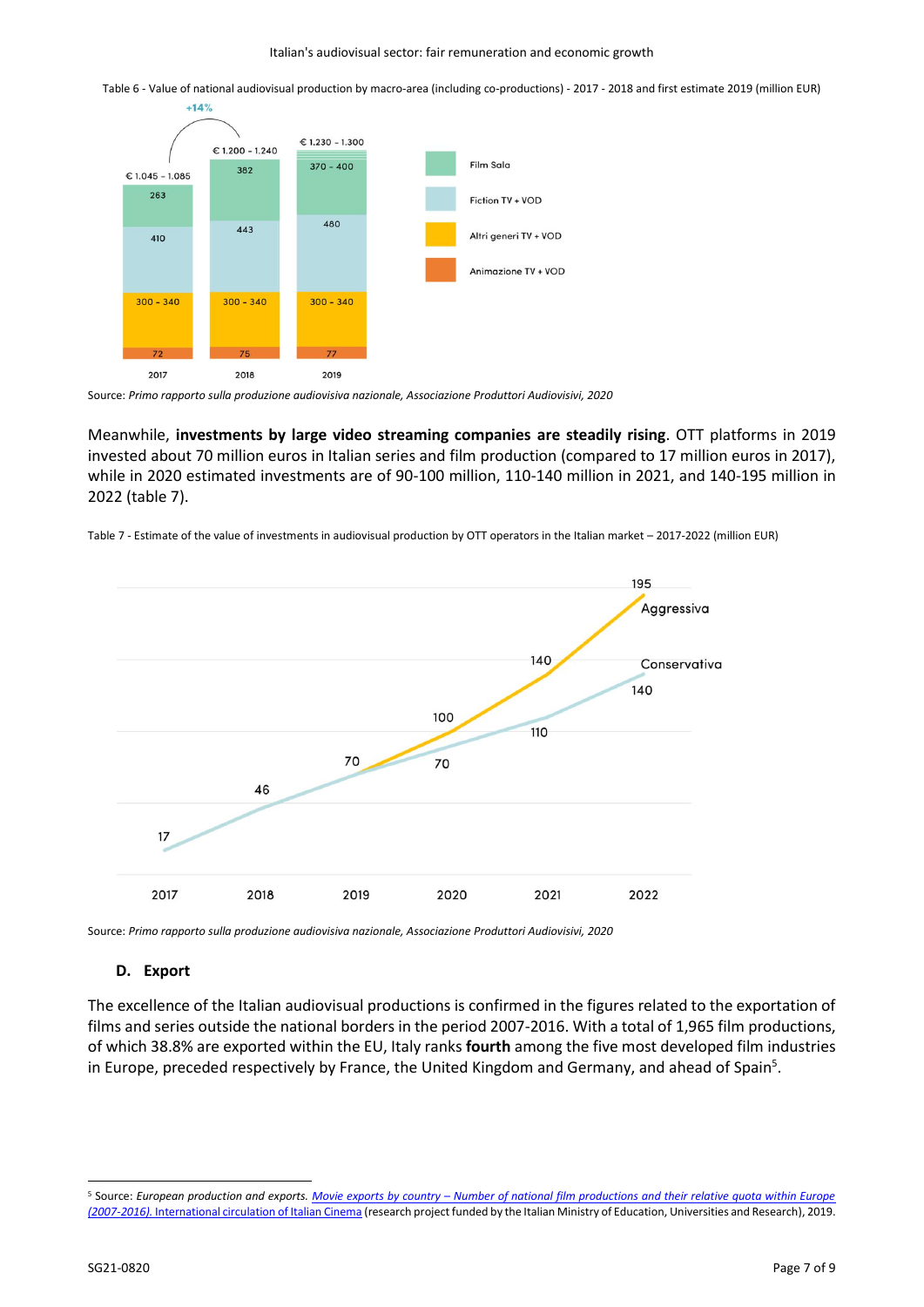Table 6 - Value of national audiovisual production by macro-area (including co-productions) - 2017 - 2018 and first estimate 2019 (million EUR)

| | 2017 | 2018 | 2019 |
|---|---|---|---|
| Total | € 1.045 - 1.085 | € 1.200 - 1.240 | € 1.230 - 1.300 |
| Film Sala | 263 | 382 | 370 - 400 |
| Fiction TV + VOD | 410 | 443 | 480 |
| Altri generi TV + VOD | 300 - 340 | 300 - 340 | 300 - 340 |
| Animazione TV + VOD | 72 | 75 | 77 |

+14%

Source: *Primo rapporto sulla produzione audiovisiva nazionale, Associazione Produttori Audiovisivi, 2020*

Meanwhile, **investments by large video streaming companies are steadily rising**. OTT platforms in 2019 invested about 70 million euros in Italian series and film production (compared to 17 million euros in 2017), while in 2020 estimated investments are of 90-100 million, 110-140 million in 2021, and 140-195 million in 2022 (table 7).

Table 7 - Estimate of the value of investments in audiovisual production by OTT operators in the Italian market – 2017-2022 (million EUR)

| | 2017 | 2018 | 2019 | 2020 | 2021 | 2022 |
|---|---|---|---|---|---|---|
| Aggressiva | 17 | 46 | 70 | 100 | 140 | 195 |
| Conservativa | 17 | 46 | 70 | 70 | 110 | 140 |

Source: *Primo rapporto sulla produzione audiovisiva nazionale, Associazione Produttori Audiovisivi, 2020*

## D. Export

The excellence of the Italian audiovisual productions is confirmed in the figures related to the exportation of films and series outside the national borders in the period 2007-2016. With a total of 1,965 film productions, of which 38.8% are exported within the EU, Italy ranks **fourth** among the five most developed film industries in Europe, preceded respectively by France, the United Kingdom and Germany, and ahead of Spain[5].

[5] Source: *European production and exports. Movie exports by country – Number of national film productions and their relative quota within Europe (2007-2016).* International circulation of Italian Cinema (research project funded by the Italian Ministry of Education, Universities and Research), 2019.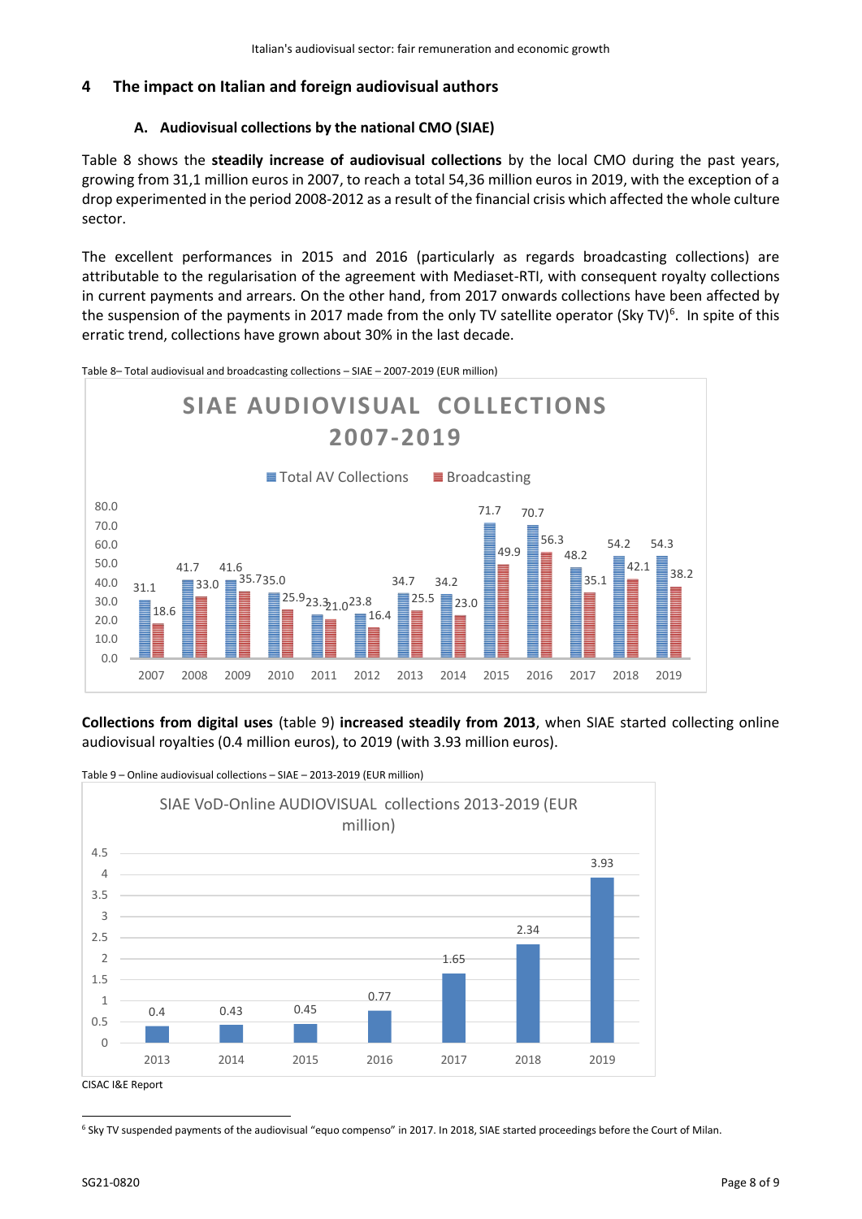## 4 The impact on Italian and foreign audiovisual authors

### A. Audiovisual collections by the national CMO (SIAE)

Table 8 shows the **steadily increase of audiovisual collections** by the local CMO during the past years, growing from 31,1 million euros in 2007, to reach a total 54,36 million euros in 2019, with the exception of a drop experimented in the period 2008-2012 as a result of the financial crisis which affected the whole culture sector.

The excellent performances in 2015 and 2016 (particularly as regards broadcasting collections) are attributable to the regularisation of the agreement with Mediaset-RTI, with consequent royalty collections in current payments and arrears. On the other hand, from 2017 onwards collections have been affected by the suspension of the payments in 2017 made from the only TV satellite operator (Sky TV)[6]. In spite of this erratic trend, collections have grown about 30% in the last decade.

Table 8– Total audiovisual and broadcasting collections – SIAE – 2007-2019 (EUR million)

**SIAE AUDIOVISUAL COLLECTIONS 2007-2019**

| Year | Total AV Collections | Broadcasting |
|---|---|---|
| 2007 | 31.1 | 18.6 |
| 2008 | 41.7 | 33.0 |
| 2009 | 41.6 | 35.7 |
| 2010 | 35.0 | 25.9 |
| 2011 | 23.3 | 21.0 |
| 2012 | 23.8 | 16.4 |
| 2013 | 34.7 | 25.5 |
| 2014 | 34.2 | 23.0 |
| 2015 | 71.7 | 49.9 |
| 2016 | 70.7 | 56.3 |
| 2017 | 48.2 | 35.1 |
| 2018 | 54.2 | 42.1 |
| 2019 | 54.3 | 38.2 |

**Collections from digital uses** (table 9) **increased steadily from 2013**, when SIAE started collecting online audiovisual royalties (0.4 million euros), to 2019 (with 3.93 million euros).

Table 9 – Online audiovisual collections – SIAE – 2013-2019 (EUR million)

SIAE VoD-Online AUDIOVISUAL collections 2013-2019 (EUR million)

| Year | Collections |
|---|---|
| 2013 | 0.4 |
| 2014 | 0.43 |
| 2015 | 0.45 |
| 2016 | 0.77 |
| 2017 | 1.65 |
| 2018 | 2.34 |
| 2019 | 3.93 |

CISAC I&E Report

[6] Sky TV suspended payments of the audiovisual "equo compenso" in 2017. In 2018, SIAE started proceedings before the Court of Milan.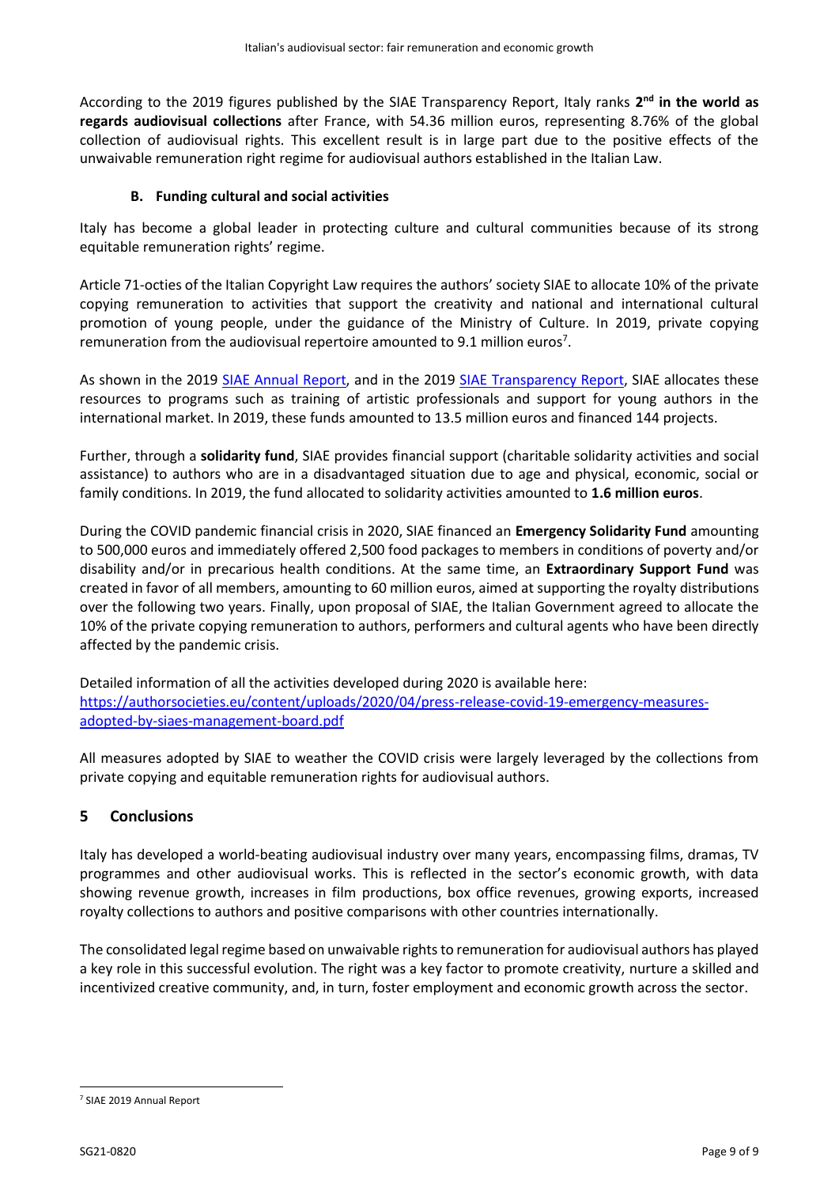According to the 2019 figures published by the SIAE Transparency Report, Italy ranks **2nd in the world as regards audiovisual collections** after France, with 54.36 million euros, representing 8.76% of the global collection of audiovisual rights. This excellent result is in large part due to the positive effects of the unwaivable remuneration right regime for audiovisual authors established in the Italian Law.

### B. Funding cultural and social activities

Italy has become a global leader in protecting culture and cultural communities because of its strong equitable remuneration rights' regime.

Article 71-octies of the Italian Copyright Law requires the authors' society SIAE to allocate 10% of the private copying remuneration to activities that support the creativity and national and international cultural promotion of young people, under the guidance of the Ministry of Culture. In 2019, private copying remuneration from the audiovisual repertoire amounted to 9.1 million euros[7].

As shown in the 2019 SIAE Annual Report, and in the 2019 SIAE Transparency Report, SIAE allocates these resources to programs such as training of artistic professionals and support for young authors in the international market. In 2019, these funds amounted to 13.5 million euros and financed 144 projects.

Further, through a **solidarity fund**, SIAE provides financial support (charitable solidarity activities and social assistance) to authors who are in a disadvantaged situation due to age and physical, economic, social or family conditions. In 2019, the fund allocated to solidarity activities amounted to **1.6 million euros**.

During the COVID pandemic financial crisis in 2020, SIAE financed an **Emergency Solidarity Fund** amounting to 500,000 euros and immediately offered 2,500 food packages to members in conditions of poverty and/or disability and/or in precarious health conditions. At the same time, an **Extraordinary Support Fund** was created in favor of all members, amounting to 60 million euros, aimed at supporting the royalty distributions over the following two years. Finally, upon proposal of SIAE, the Italian Government agreed to allocate the 10% of the private copying remuneration to authors, performers and cultural agents who have been directly affected by the pandemic crisis.

Detailed information of all the activities developed during 2020 is available here:
https://authorsocieties.eu/content/uploads/2020/04/press-release-covid-19-emergency-measures-adopted-by-siaes-management-board.pdf

All measures adopted by SIAE to weather the COVID crisis were largely leveraged by the collections from private copying and equitable remuneration rights for audiovisual authors.

## 5 Conclusions

Italy has developed a world-beating audiovisual industry over many years, encompassing films, dramas, TV programmes and other audiovisual works. This is reflected in the sector's economic growth, with data showing revenue growth, increases in film productions, box office revenues, growing exports, increased royalty collections to authors and positive comparisons with other countries internationally.

The consolidated legal regime based on unwaivable rights to remuneration for audiovisual authors has played a key role in this successful evolution. The right was a key factor to promote creativity, nurture a skilled and incentivized creative community, and, in turn, foster employment and economic growth across the sector.

---

[7] SIAE 2019 Annual Report